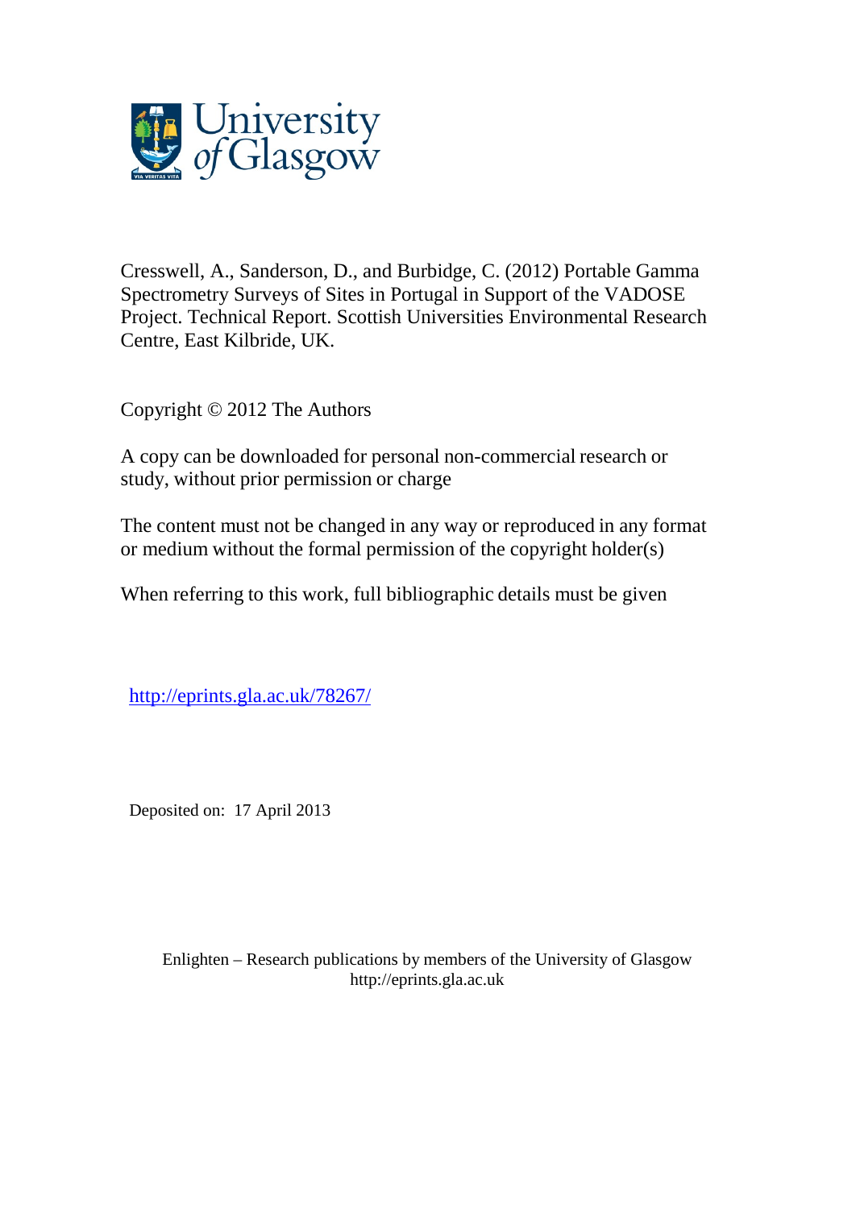Cresswell, A., Sanderson, D., and Burbidge, C. (2012) Portable Gamma Spectrometry Surveys of Sites in Portugal in Support of the VADOSE Project. Technical Report. Scottish Universities Environmental Research Centre, East Kilbride, UK.

Copyright © 2012 The Authors

A copy can be downloaded for personal non-commercial research or study, without prior permission or charge

The content must not be changed in any way or reproduced in any format or medium without the formal permission of the copyright holder(s)

When referring to this work, full bibliographic details must be given

http://eprints.gla.ac.uk/78267/

Deposited on: 17 April 2013

Enlighten – Research publications by members of the University of Glasgow
http://eprints.gla.ac.uk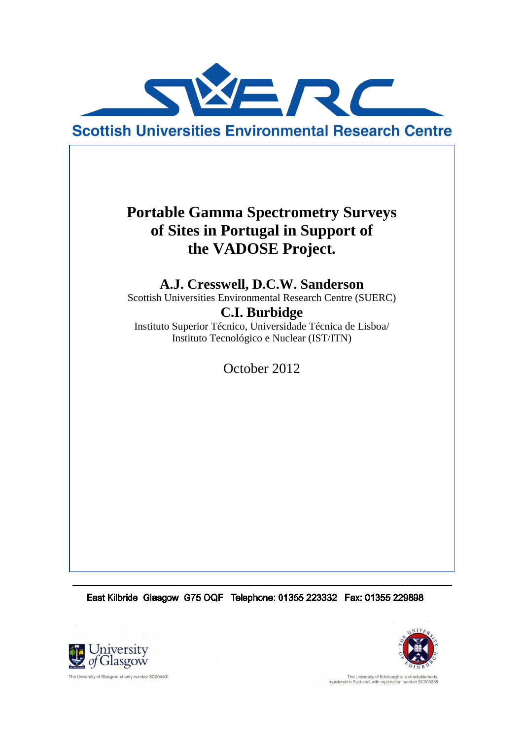**Scottish Universities Environmental Research Centre**

# Portable Gamma Spectrometry Surveys of Sites in Portugal in Support of the VADOSE Project.

**A.J. Cresswell, D.C.W. Sanderson**
Scottish Universities Environmental Research Centre (SUERC)

**C.I. Burbidge**
Instituto Superior Técnico, Universidade Técnica de Lisboa/
Instituto Tecnológico e Nuclear (IST/ITN)

October 2012

East Kilbride Glasgow G75 0QF Telephone: 01355 223332 Fax: 01355 229898

The University of Glasgow, charity number SC004401

The University of Edinburgh is a charitable body, registered in Scotland, with registration number SC005336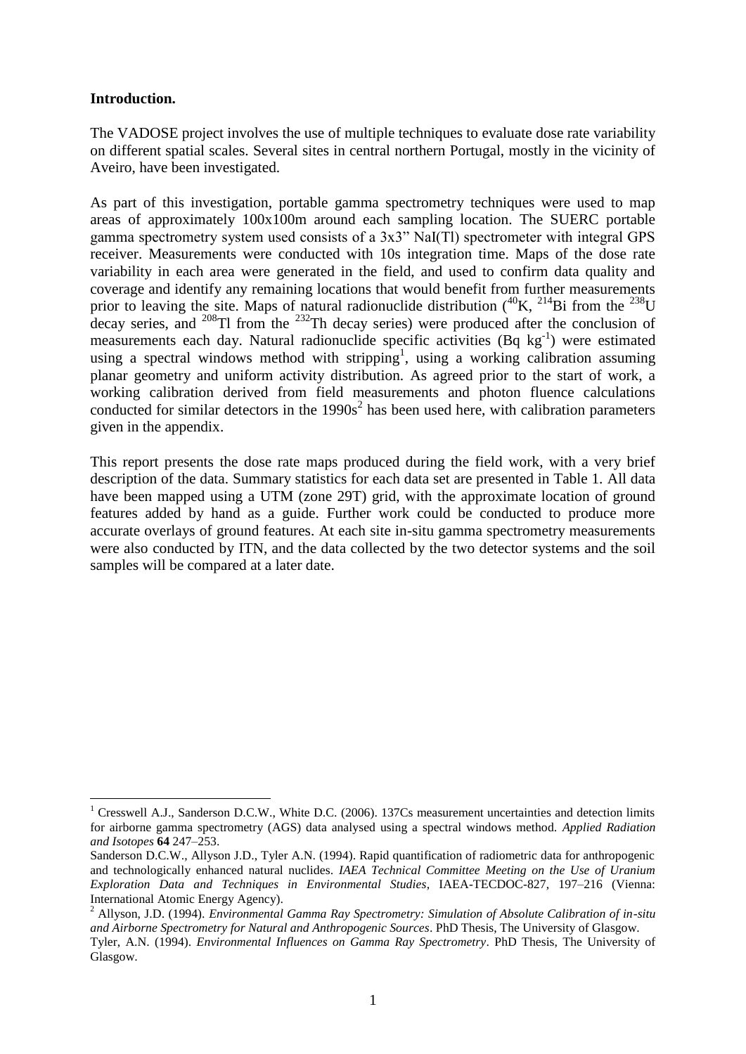**Introduction.**

The VADOSE project involves the use of multiple techniques to evaluate dose rate variability on different spatial scales. Several sites in central northern Portugal, mostly in the vicinity of Aveiro, have been investigated.

As part of this investigation, portable gamma spectrometry techniques were used to map areas of approximately 100x100m around each sampling location. The SUERC portable gamma spectrometry system used consists of a 3x3" NaI(Tl) spectrometer with integral GPS receiver. Measurements were conducted with 10s integration time. Maps of the dose rate variability in each area were generated in the field, and used to confirm data quality and coverage and identify any remaining locations that would benefit from further measurements prior to leaving the site. Maps of natural radionuclide distribution ($^{40}$K, $^{214}$Bi from the $^{238}$U decay series, and $^{208}$Tl from the $^{232}$Th decay series) were produced after the conclusion of measurements each day. Natural radionuclide specific activities (Bq kg$^{-1}$) were estimated using a spectral windows method with stripping[1], using a working calibration assuming planar geometry and uniform activity distribution. As agreed prior to the start of work, a working calibration derived from field measurements and photon fluence calculations conducted for similar detectors in the 1990s[2] has been used here, with calibration parameters given in the appendix.

This report presents the dose rate maps produced during the field work, with a very brief description of the data. Summary statistics for each data set are presented in Table 1. All data have been mapped using a UTM (zone 29T) grid, with the approximate location of ground features added by hand as a guide. Further work could be conducted to produce more accurate overlays of ground features. At each site in-situ gamma spectrometry measurements were also conducted by ITN, and the data collected by the two detector systems and the soil samples will be compared at a later date.

---

[1] Cresswell A.J., Sanderson D.C.W., White D.C. (2006). 137Cs measurement uncertainties and detection limits for airborne gamma spectrometry (AGS) data analysed using a spectral windows method. *Applied Radiation and Isotopes* **64** 247–253.

Sanderson D.C.W., Allyson J.D., Tyler A.N. (1994). Rapid quantification of radiometric data for anthropogenic and technologically enhanced natural nuclides. *IAEA Technical Committee Meeting on the Use of Uranium Exploration Data and Techniques in Environmental Studies*, IAEA-TECDOC-827, 197–216 (Vienna: International Atomic Energy Agency).

[2] Allyson, J.D. (1994). *Environmental Gamma Ray Spectrometry: Simulation of Absolute Calibration of in-situ and Airborne Spectrometry for Natural and Anthropogenic Sources*. PhD Thesis, The University of Glasgow.

Tyler, A.N. (1994). *Environmental Influences on Gamma Ray Spectrometry*. PhD Thesis, The University of Glasgow.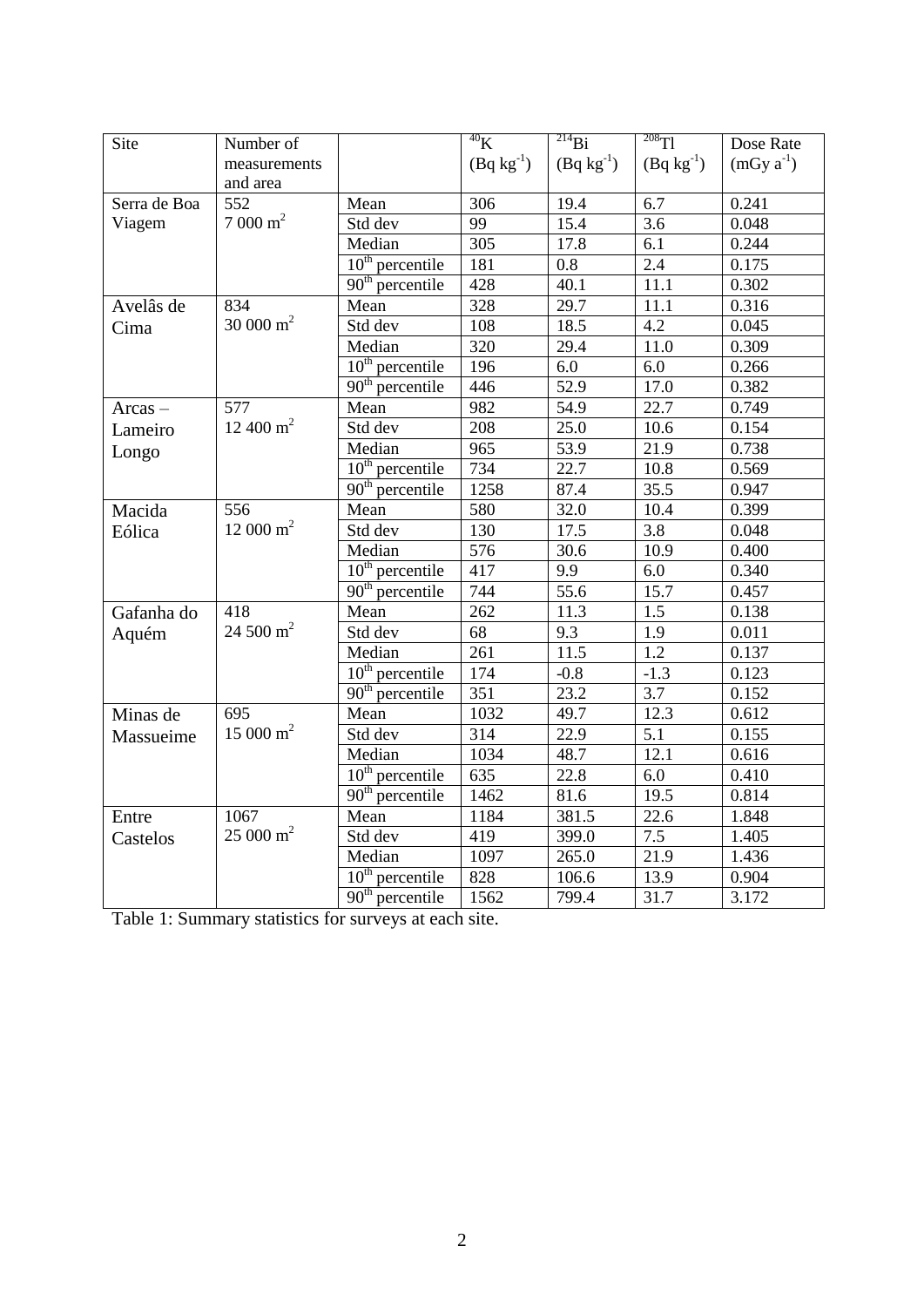| Site | Number of measurements and area | | $^{40}K$ ($Bq\ kg^{-1}$) | $^{214}Bi$ ($Bq\ kg^{-1}$) | $^{208}Tl$ ($Bq\ kg^{-1}$) | Dose Rate ($mGy\ a^{-1}$) |
|---|---|---|---|---|---|---|
| Serra de Boa Viagem | 552<br>7 000 $m^2$ | Mean | 306 | 19.4 | 6.7 | 0.241 |
| | | Std dev | 99 | 15.4 | 3.6 | 0.048 |
| | | Median | 305 | 17.8 | 6.1 | 0.244 |
| | | $10^{th}$ percentile | 181 | 0.8 | 2.4 | 0.175 |
| | | $90^{th}$ percentile | 428 | 40.1 | 11.1 | 0.302 |
| Avelâs de Cima | 834<br>30 000 $m^2$ | Mean | 328 | 29.7 | 11.1 | 0.316 |
| | | Std dev | 108 | 18.5 | 4.2 | 0.045 |
| | | Median | 320 | 29.4 | 11.0 | 0.309 |
| | | $10^{th}$ percentile | 196 | 6.0 | 6.0 | 0.266 |
| | | $90^{th}$ percentile | 446 | 52.9 | 17.0 | 0.382 |
| Arcas – Lameiro Longo | 577<br>12 400 $m^2$ | Mean | 982 | 54.9 | 22.7 | 0.749 |
| | | Std dev | 208 | 25.0 | 10.6 | 0.154 |
| | | Median | 965 | 53.9 | 21.9 | 0.738 |
| | | $10^{th}$ percentile | 734 | 22.7 | 10.8 | 0.569 |
| | | $90^{th}$ percentile | 1258 | 87.4 | 35.5 | 0.947 |
| Macida Eólica | 556<br>12 000 $m^2$ | Mean | 580 | 32.0 | 10.4 | 0.399 |
| | | Std dev | 130 | 17.5 | 3.8 | 0.048 |
| | | Median | 576 | 30.6 | 10.9 | 0.400 |
| | | $10^{th}$ percentile | 417 | 9.9 | 6.0 | 0.340 |
| | | $90^{th}$ percentile | 744 | 55.6 | 15.7 | 0.457 |
| Gafanha do Aquém | 418<br>24 500 $m^2$ | Mean | 262 | 11.3 | 1.5 | 0.138 |
| | | Std dev | 68 | 9.3 | 1.9 | 0.011 |
| | | Median | 261 | 11.5 | 1.2 | 0.137 |
| | | $10^{th}$ percentile | 174 | -0.8 | -1.3 | 0.123 |
| | | $90^{th}$ percentile | 351 | 23.2 | 3.7 | 0.152 |
| Minas de Massueime | 695<br>15 000 $m^2$ | Mean | 1032 | 49.7 | 12.3 | 0.612 |
| | | Std dev | 314 | 22.9 | 5.1 | 0.155 |
| | | Median | 1034 | 48.7 | 12.1 | 0.616 |
| | | $10^{th}$ percentile | 635 | 22.8 | 6.0 | 0.410 |
| | | $90^{th}$ percentile | 1462 | 81.6 | 19.5 | 0.814 |
| Entre Castelos | 1067<br>25 000 $m^2$ | Mean | 1184 | 381.5 | 22.6 | 1.848 |
| | | Std dev | 419 | 399.0 | 7.5 | 1.405 |
| | | Median | 1097 | 265.0 | 21.9 | 1.436 |
| | | $10^{th}$ percentile | 828 | 106.6 | 13.9 | 0.904 |
| | | $90^{th}$ percentile | 1562 | 799.4 | 31.7 | 3.172 |

Table 1: Summary statistics for surveys at each site.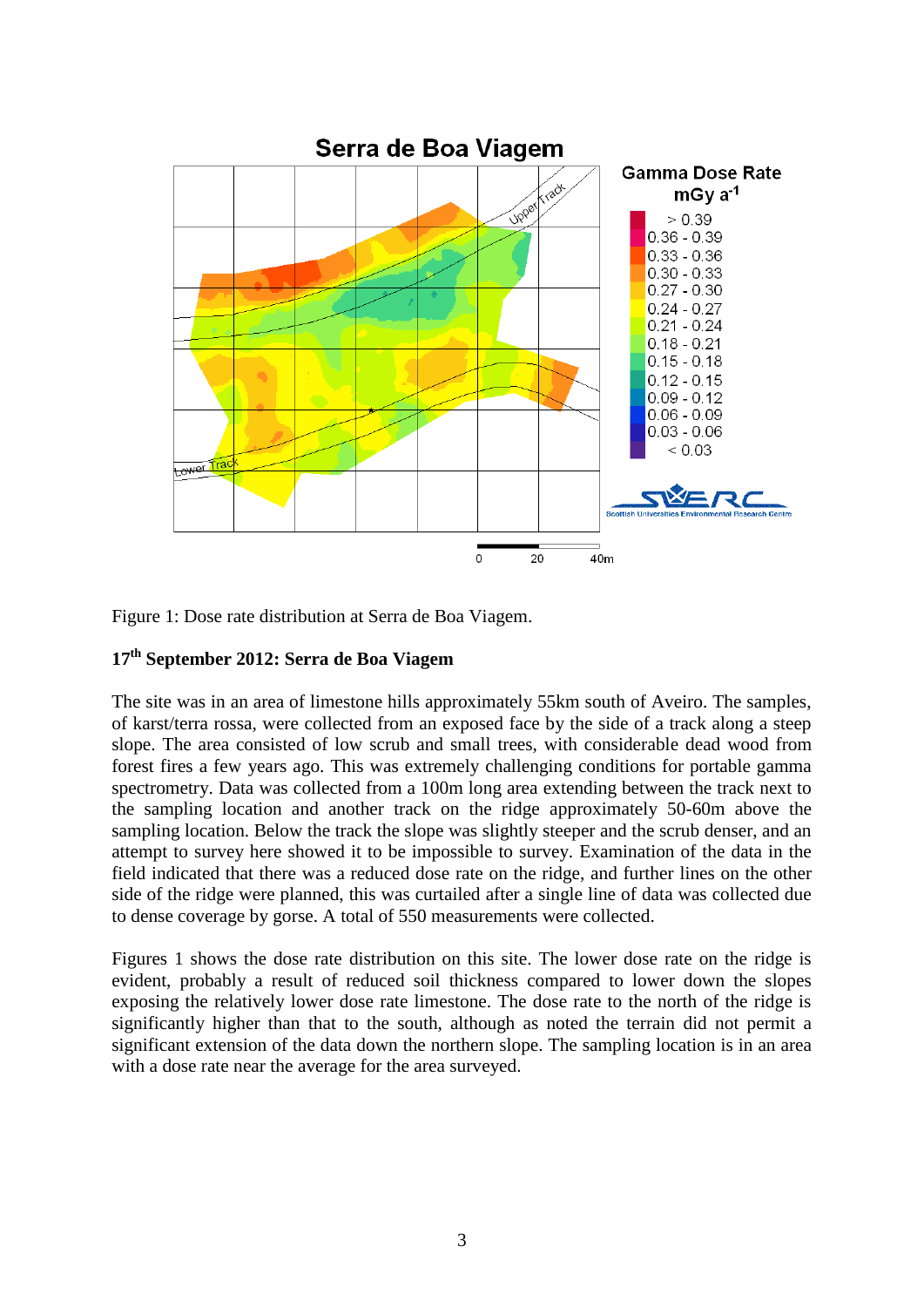Figure 1: Dose rate distribution at Serra de Boa Viagem.

### 17th September 2012: Serra de Boa Viagem

The site was in an area of limestone hills approximately 55km south of Aveiro. The samples, of karst/terra rossa, were collected from an exposed face by the side of a track along a steep slope. The area consisted of low scrub and small trees, with considerable dead wood from forest fires a few years ago. This was extremely challenging conditions for portable gamma spectrometry. Data was collected from a 100m long area extending between the track next to the sampling location and another track on the ridge approximately 50-60m above the sampling location. Below the track the slope was slightly steeper and the scrub denser, and an attempt to survey here showed it to be impossible to survey. Examination of the data in the field indicated that there was a reduced dose rate on the ridge, and further lines on the other side of the ridge were planned, this was curtailed after a single line of data was collected due to dense coverage by gorse. A total of 550 measurements were collected.

Figures 1 shows the dose rate distribution on this site. The lower dose rate on the ridge is evident, probably a result of reduced soil thickness compared to lower down the slopes exposing the relatively lower dose rate limestone. The dose rate to the north of the ridge is significantly higher than that to the south, although as noted the terrain did not permit a significant extension of the data down the northern slope. The sampling location is in an area with a dose rate near the average for the area surveyed.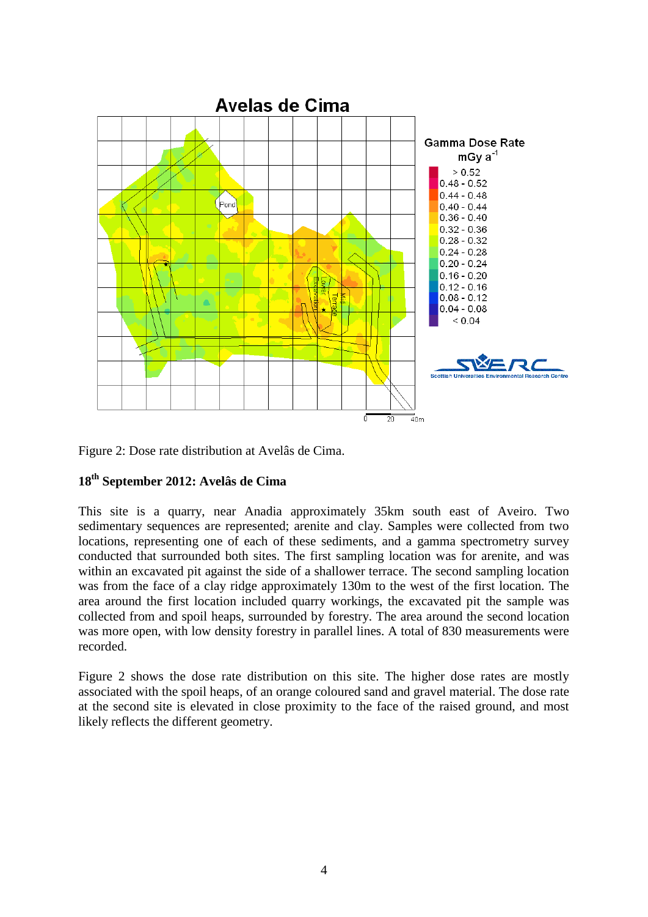Figure 2: Dose rate distribution at Avelâs de Cima.

## 18th September 2012: Avelâs de Cima

This site is a quarry, near Anadia approximately 35km south east of Aveiro. Two sedimentary sequences are represented; arenite and clay. Samples were collected from two locations, representing one of each of these sediments, and a gamma spectrometry survey conducted that surrounded both sites. The first sampling location was for arenite, and was within an excavated pit against the side of a shallower terrace. The second sampling location was from the face of a clay ridge approximately 130m to the west of the first location. The area around the first location included quarry workings, the excavated pit the sample was collected from and spoil heaps, surrounded by forestry. The area around the second location was more open, with low density forestry in parallel lines. A total of 830 measurements were recorded.

Figure 2 shows the dose rate distribution on this site. The higher dose rates are mostly associated with the spoil heaps, of an orange coloured sand and gravel material. The dose rate at the second site is elevated in close proximity to the face of the raised ground, and most likely reflects the different geometry.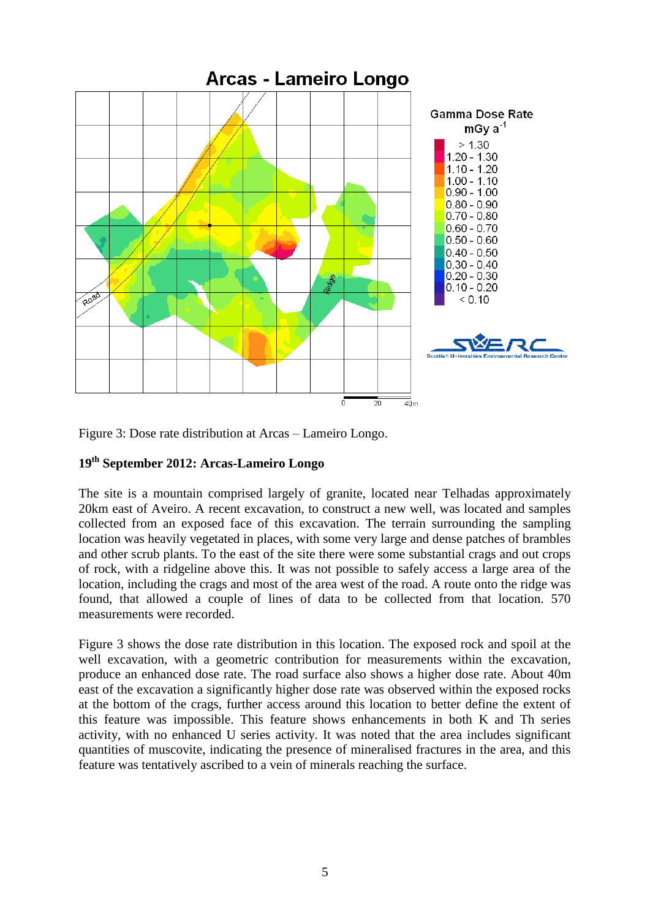Figure 3: Dose rate distribution at Arcas – Lameiro Longo.

**19th September 2012: Arcas-Lameiro Longo**

The site is a mountain comprised largely of granite, located near Telhadas approximately 20km east of Aveiro. A recent excavation, to construct a new well, was located and samples collected from an exposed face of this excavation. The terrain surrounding the sampling location was heavily vegetated in places, with some very large and dense patches of brambles and other scrub plants. To the east of the site there were some substantial crags and out crops of rock, with a ridgeline above this. It was not possible to safely access a large area of the location, including the crags and most of the area west of the road. A route onto the ridge was found, that allowed a couple of lines of data to be collected from that location. 570 measurements were recorded.

Figure 3 shows the dose rate distribution in this location. The exposed rock and spoil at the well excavation, with a geometric contribution for measurements within the excavation, produce an enhanced dose rate. The road surface also shows a higher dose rate. About 40m east of the excavation a significantly higher dose rate was observed within the exposed rocks at the bottom of the crags, further access around this location to better define the extent of this feature was impossible. This feature shows enhancements in both K and Th series activity, with no enhanced U series activity. It was noted that the area includes significant quantities of muscovite, indicating the presence of mineralised fractures in the area, and this feature was tentatively ascribed to a vein of minerals reaching the surface.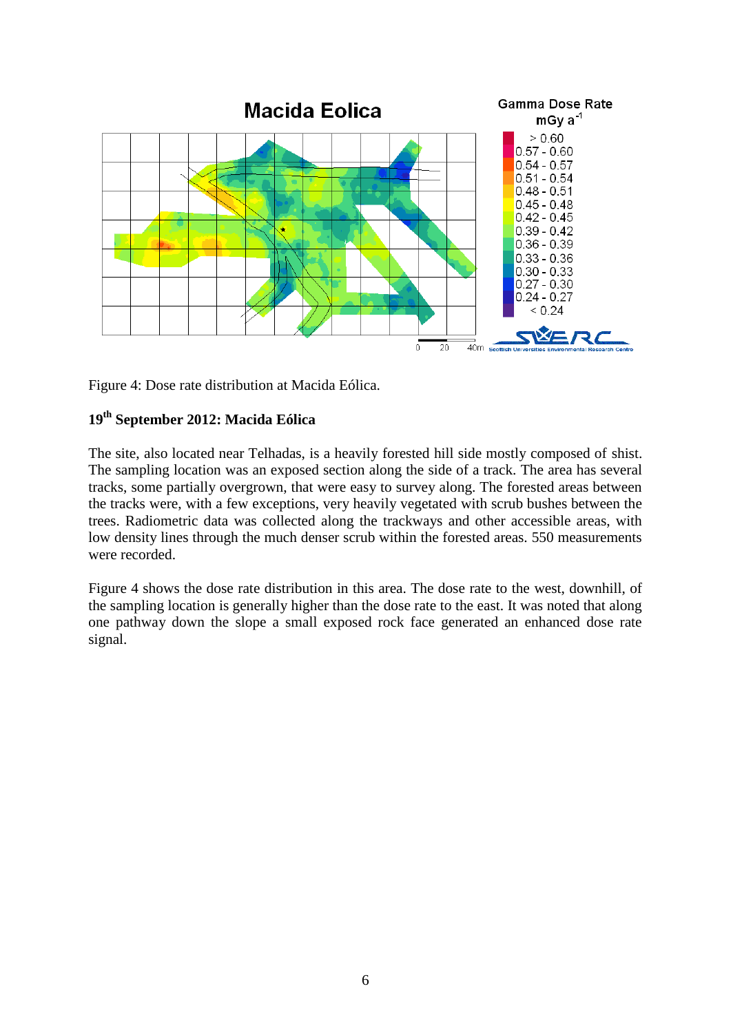Figure 4: Dose rate distribution at Macida Eólica.

## 19th September 2012: Macida Eólica

The site, also located near Telhadas, is a heavily forested hill side mostly composed of shist. The sampling location was an exposed section along the side of a track. The area has several tracks, some partially overgrown, that were easy to survey along. The forested areas between the tracks were, with a few exceptions, very heavily vegetated with scrub bushes between the trees. Radiometric data was collected along the trackways and other accessible areas, with low density lines through the much denser scrub within the forested areas. 550 measurements were recorded.

Figure 4 shows the dose rate distribution in this area. The dose rate to the west, downhill, of the sampling location is generally higher than the dose rate to the east. It was noted that along one pathway down the slope a small exposed rock face generated an enhanced dose rate signal.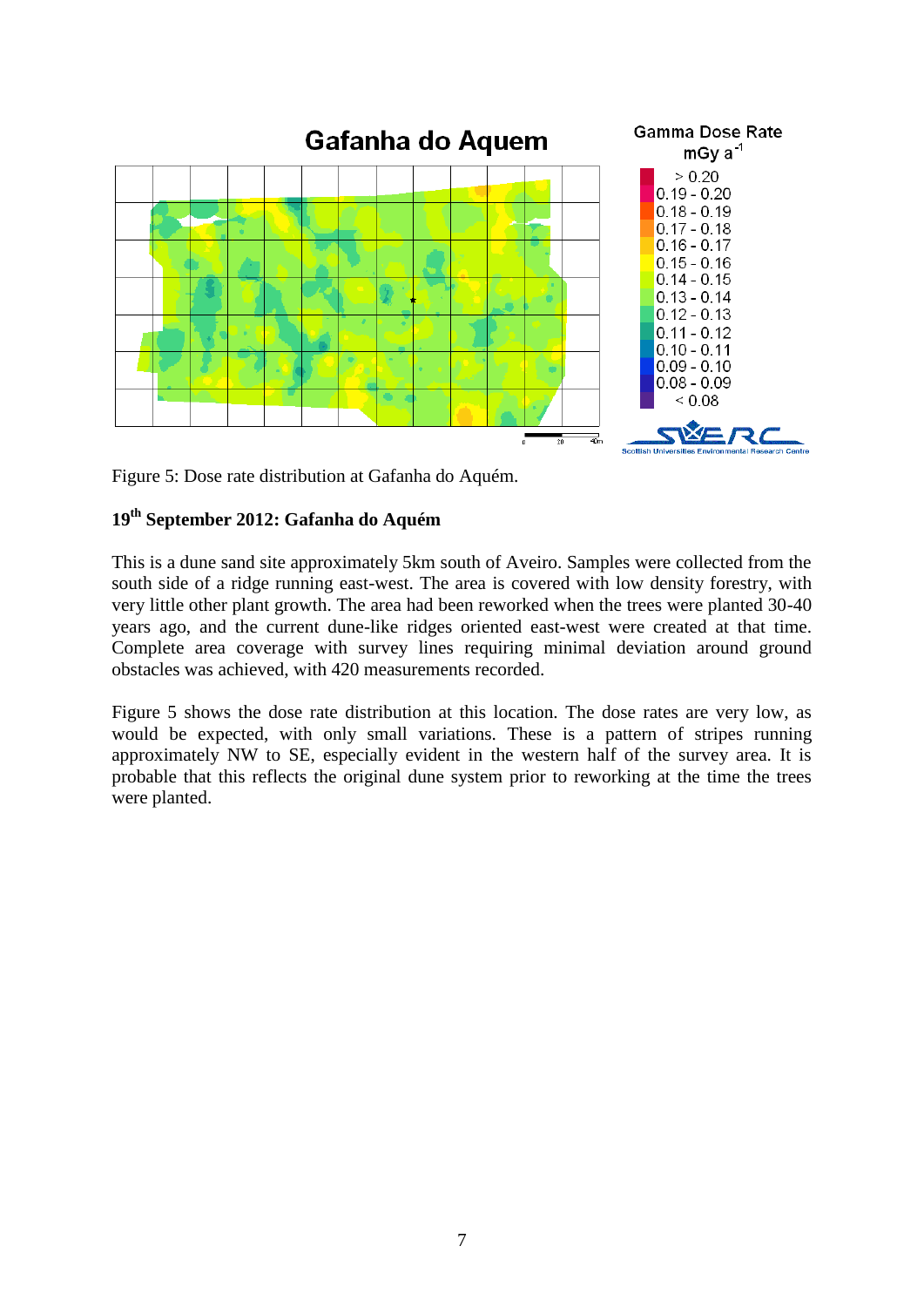Figure 5: Dose rate distribution at Gafanha do Aquém.

**19th September 2012: Gafanha do Aquém**

This is a dune sand site approximately 5km south of Aveiro. Samples were collected from the south side of a ridge running east-west. The area is covered with low density forestry, with very little other plant growth. The area had been reworked when the trees were planted 30-40 years ago, and the current dune-like ridges oriented east-west were created at that time. Complete area coverage with survey lines requiring minimal deviation around ground obstacles was achieved, with 420 measurements recorded.

Figure 5 shows the dose rate distribution at this location. The dose rates are very low, as would be expected, with only small variations. These is a pattern of stripes running approximately NW to SE, especially evident in the western half of the survey area. It is probable that this reflects the original dune system prior to reworking at the time the trees were planted.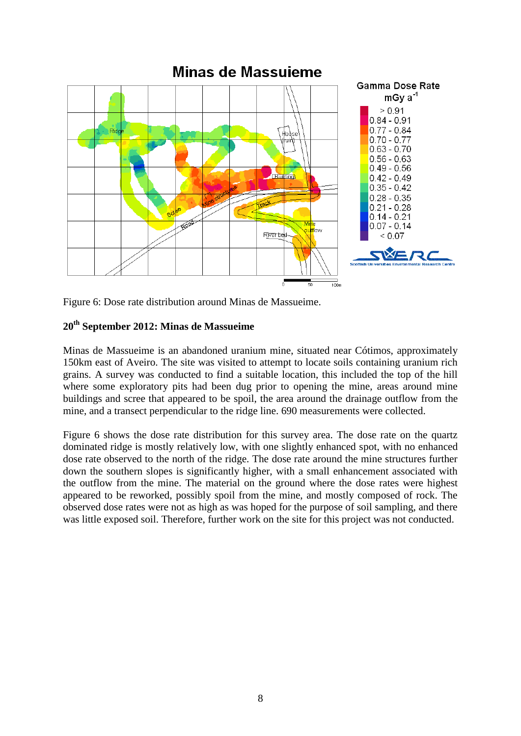Figure 6: Dose rate distribution around Minas de Massueime.

**20th September 2012: Minas de Massueime**

Minas de Massueime is an abandoned uranium mine, situated near Cótimos, approximately 150km east of Aveiro. The site was visited to attempt to locate soils containing uranium rich grains. A survey was conducted to find a suitable location, this included the top of the hill where some exploratory pits had been dug prior to opening the mine, areas around mine buildings and scree that appeared to be spoil, the area around the drainage outflow from the mine, and a transect perpendicular to the ridge line. 690 measurements were collected.

Figure 6 shows the dose rate distribution for this survey area. The dose rate on the quartz dominated ridge is mostly relatively low, with one slightly enhanced spot, with no enhanced dose rate observed to the north of the ridge. The dose rate around the mine structures further down the southern slopes is significantly higher, with a small enhancement associated with the outflow from the mine. The material on the ground where the dose rates were highest appeared to be reworked, possibly spoil from the mine, and mostly composed of rock. The observed dose rates were not as high as was hoped for the purpose of soil sampling, and there was little exposed soil. Therefore, further work on the site for this project was not conducted.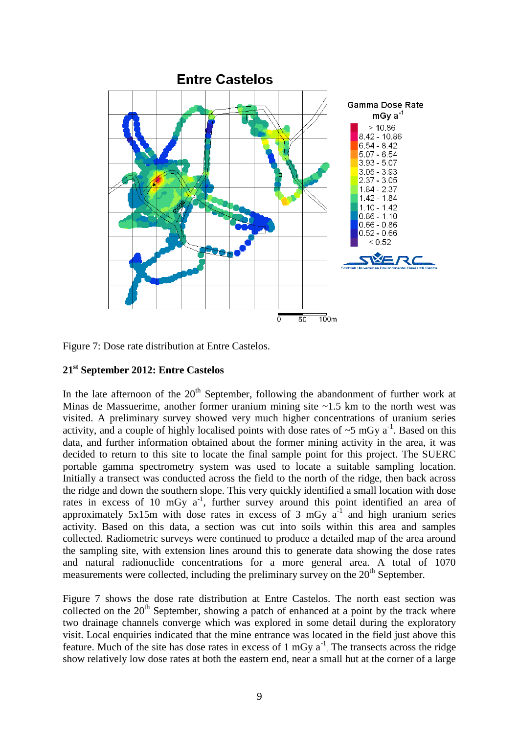Figure 7: Dose rate distribution at Entre Castelos.

### 21st September 2012: Entre Castelos

In the late afternoon of the 20th September, following the abandonment of further work at Minas de Massuerime, another former uranium mining site ~1.5 km to the north west was visited. A preliminary survey showed very much higher concentrations of uranium series activity, and a couple of highly localised points with dose rates of ~5 mGy $a^{-1}$. Based on this data, and further information obtained about the former mining activity in the area, it was decided to return to this site to locate the final sample point for this project. The SUERC portable gamma spectrometry system was used to locate a suitable sampling location. Initially a transect was conducted across the field to the north of the ridge, then back across the ridge and down the southern slope. This very quickly identified a small location with dose rates in excess of 10 mGy $a^{-1}$, further survey around this point identified an area of approximately 5x15m with dose rates in excess of 3 mGy $a^{-1}$ and high uranium series activity. Based on this data, a section was cut into soils within this area and samples collected. Radiometric surveys were continued to produce a detailed map of the area around the sampling site, with extension lines around this to generate data showing the dose rates and natural radionuclide concentrations for a more general area. A total of 1070 measurements were collected, including the preliminary survey on the 20th September.

Figure 7 shows the dose rate distribution at Entre Castelos. The north east section was collected on the 20th September, showing a patch of enhanced at a point by the track where two drainage channels converge which was explored in some detail during the exploratory visit. Local enquiries indicated that the mine entrance was located in the field just above this feature. Much of the site has dose rates in excess of 1 mGy $a^{-1}$. The transects across the ridge show relatively low dose rates at both the eastern end, near a small hut at the corner of a large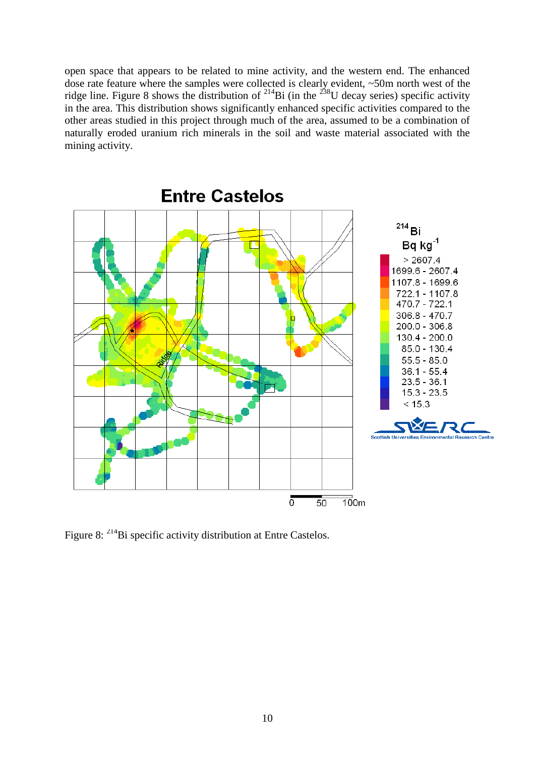open space that appears to be related to mine activity, and the western end. The enhanced dose rate feature where the samples were collected is clearly evident, ~50m north west of the ridge line. Figure 8 shows the distribution of $^{214}$Bi (in the $^{238}$U decay series) specific activity in the area. This distribution shows significantly enhanced specific activities compared to the other areas studied in this project through much of the area, assumed to be a combination of naturally eroded uranium rich minerals in the soil and waste material associated with the mining activity.

Figure 8: $^{214}$Bi specific activity distribution at Entre Castelos.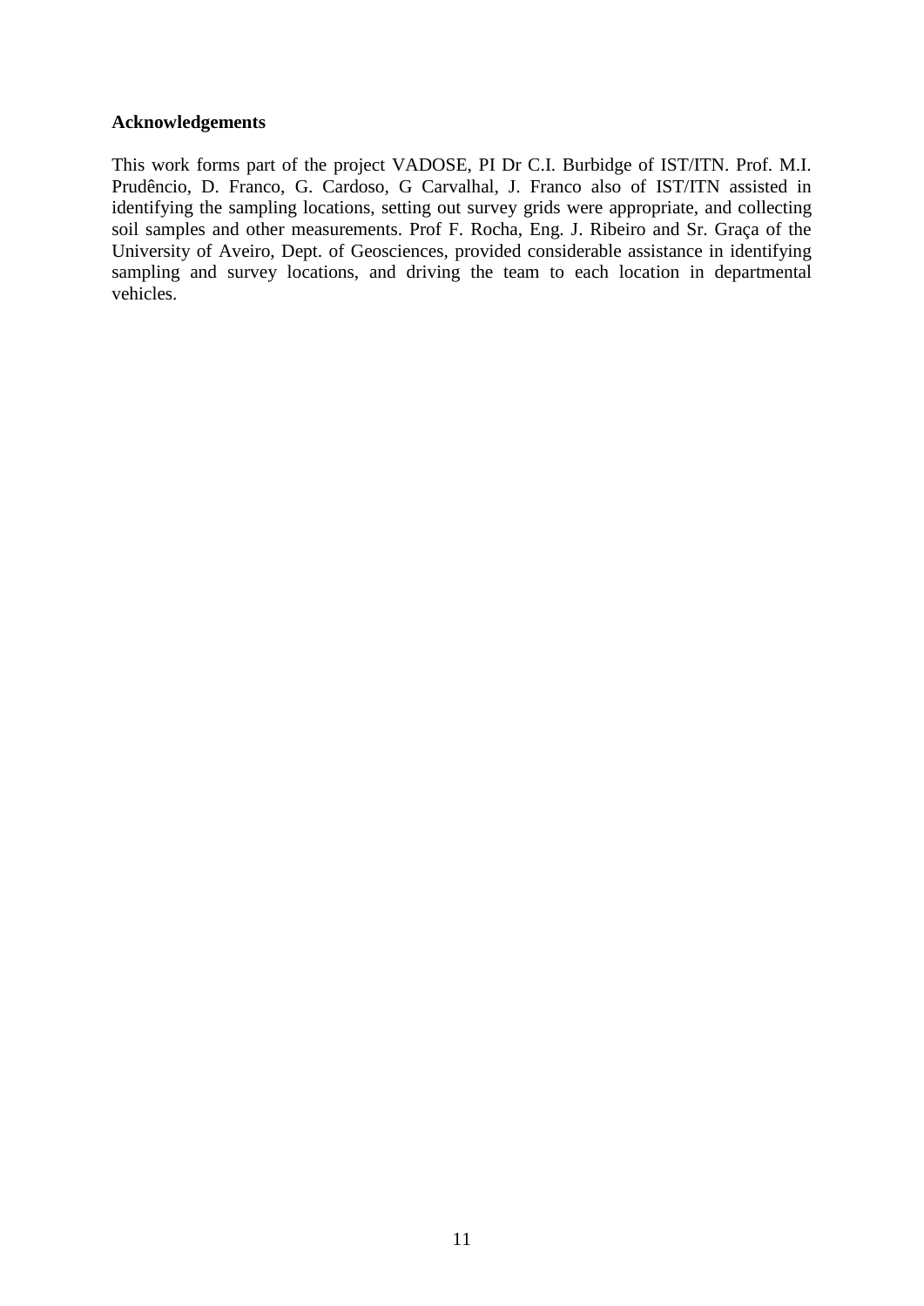**Acknowledgements**

This work forms part of the project VADOSE, PI Dr C.I. Burbidge of IST/ITN. Prof. M.I. Prudêncio, D. Franco, G. Cardoso, G Carvalhal, J. Franco also of IST/ITN assisted in identifying the sampling locations, setting out survey grids were appropriate, and collecting soil samples and other measurements. Prof F. Rocha, Eng. J. Ribeiro and Sr. Graça of the University of Aveiro, Dept. of Geosciences, provided considerable assistance in identifying sampling and survey locations, and driving the team to each location in departmental vehicles.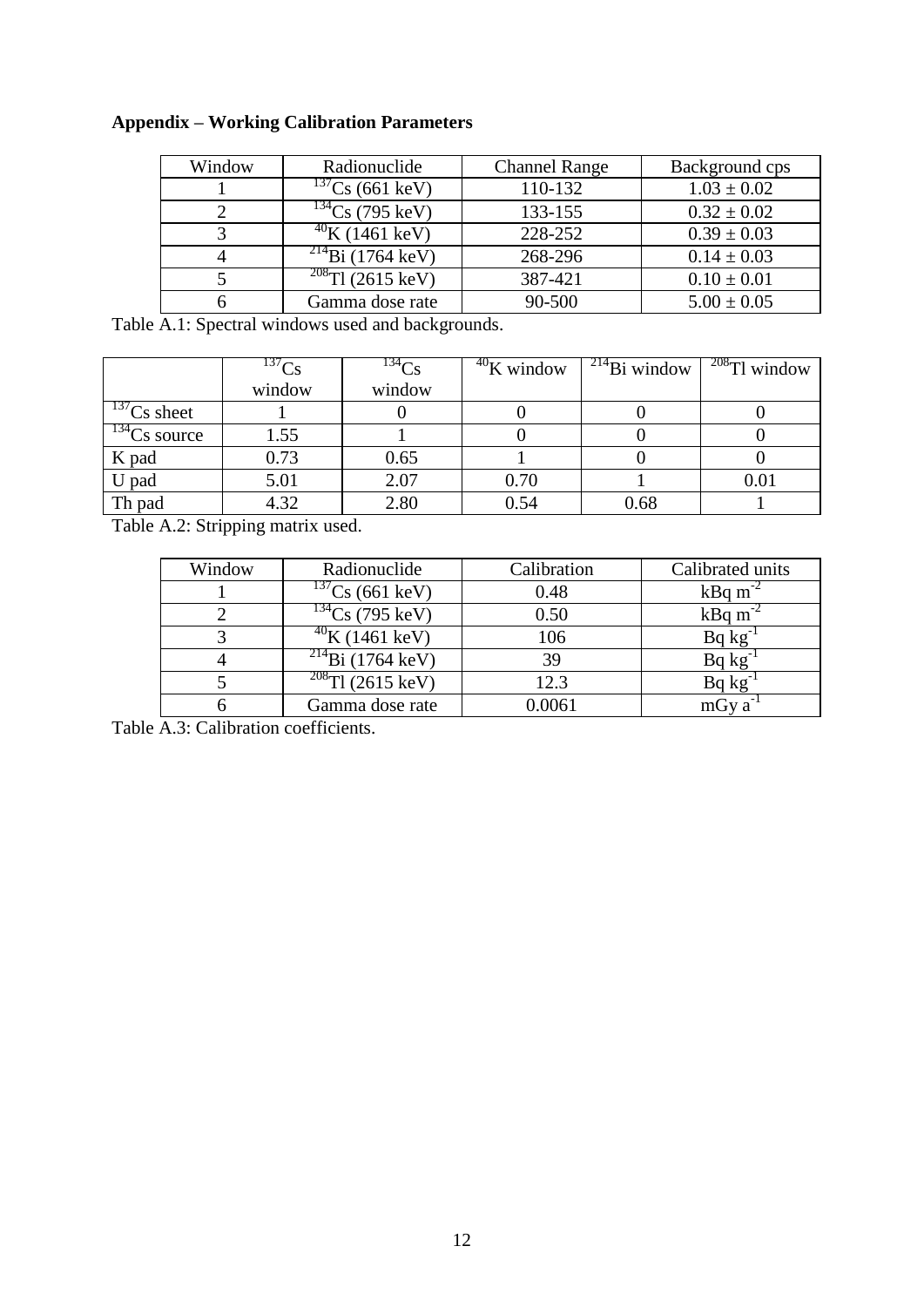**Appendix – Working Calibration Parameters**

| Window | Radionuclide | Channel Range | Background cps |
|---|---|---|---|
| 1 | $^{137}$Cs (661 keV) | 110-132 | 1.03 ± 0.02 |
| 2 | $^{134}$Cs (795 keV) | 133-155 | 0.32 ± 0.02 |
| 3 | $^{40}$K (1461 keV) | 228-252 | 0.39 ± 0.03 |
| 4 | $^{214}$Bi (1764 keV) | 268-296 | 0.14 ± 0.03 |
| 5 | $^{208}$Tl (2615 keV) | 387-421 | 0.10 ± 0.01 |
| 6 | Gamma dose rate | 90-500 | 5.00 ± 0.05 |

Table A.1: Spectral windows used and backgrounds.

| | $^{137}$Cs window | $^{134}$Cs window | $^{40}$K window | $^{214}$Bi window | $^{208}$Tl window |
|---|---|---|---|---|---|
| $^{137}$Cs sheet | 1 | 0 | 0 | 0 | 0 |
| $^{134}$Cs source | 1.55 | 1 | 0 | 0 | 0 |
| K pad | 0.73 | 0.65 | 1 | 0 | 0 |
| U pad | 5.01 | 2.07 | 0.70 | 1 | 0.01 |
| Th pad | 4.32 | 2.80 | 0.54 | 0.68 | 1 |

Table A.2: Stripping matrix used.

| Window | Radionuclide | Calibration | Calibrated units |
|---|---|---|---|
| 1 | $^{137}$Cs (661 keV) | 0.48 | kBq m$^{-2}$ |
| 2 | $^{134}$Cs (795 keV) | 0.50 | kBq m$^{-2}$ |
| 3 | $^{40}$K (1461 keV) | 106 | Bq kg$^{-1}$ |
| 4 | $^{214}$Bi (1764 keV) | 39 | Bq kg$^{-1}$ |
| 5 | $^{208}$Tl (2615 keV) | 12.3 | Bq kg$^{-1}$ |
| 6 | Gamma dose rate | 0.0061 | mGy a$^{-1}$ |

Table A.3: Calibration coefficients.